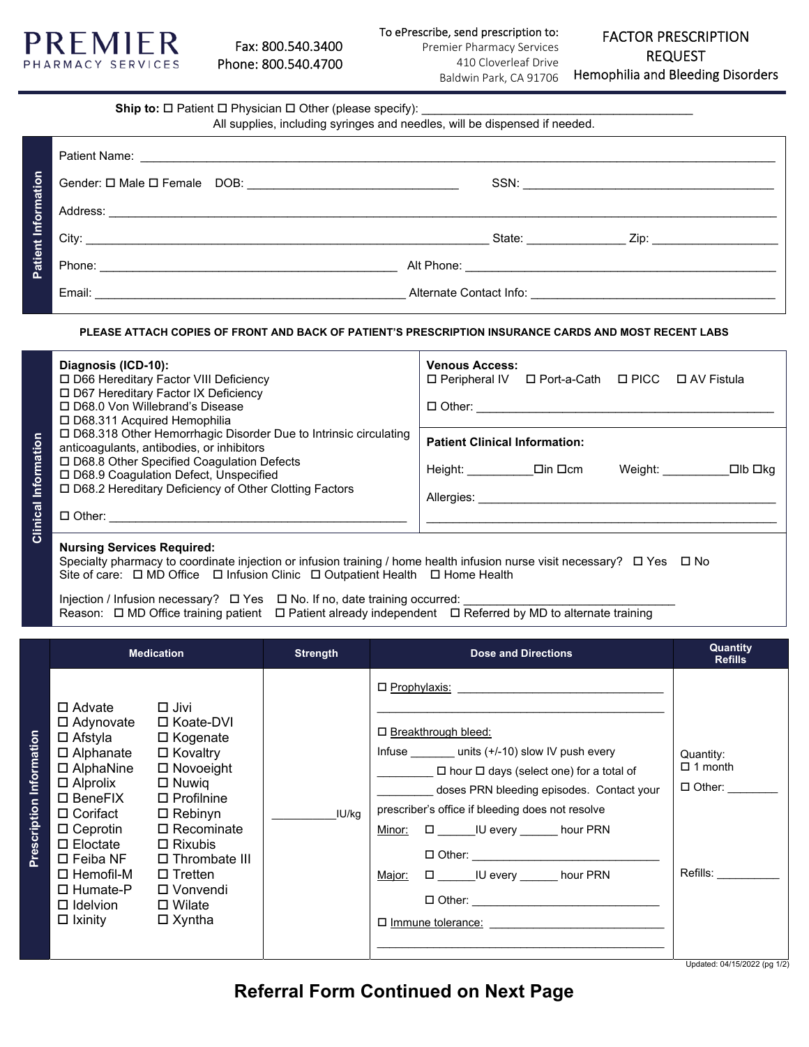# PREMIER PHARMACY SERVICES

Fax: 800.540.3400
Phone: 800.540.4700

To ePrescribe, send prescription to:
Premier Pharmacy Services
410 Cloverleaf Drive
Baldwin Park, CA 91706

## FACTOR PRESCRIPTION REQUEST
### Hemophilia and Bleeding Disorders

**Ship to:** ☐ Patient ☐ Physician ☐ Other (please specify): ________________________________________
All supplies, including syringes and needles, will be dispensed if needed.

## Patient Information

Patient Name: ______________________________________________________________________________

Gender: ☐ Male ☐ Female  DOB: ________________________________  SSN: ______________________________________

Address: ______________________________________________________________________________

City: ____________________________________________________  State: ______________ Zip: __________________

Phone: ____________________________________________  Alt Phone: ______________________________________________

Email: ______________________________________________  Alternate Contact Info: ____________________________________

**PLEASE ATTACH COPIES OF FRONT AND BACK OF PATIENT'S PRESCRIPTION INSURANCE CARDS AND MOST RECENT LABS**

## Clinical Information

**Diagnosis (ICD-10):**
- ☐ D66 Hereditary Factor VIII Deficiency
- ☐ D67 Hereditary Factor IX Deficiency
- ☐ D68.0 Von Willebrand's Disease
- ☐ D68.311 Acquired Hemophilia
- ☐ D68.318 Other Hemorrhagic Disorder Due to Intrinsic circulating anticoagulants, antibodies, or inhibitors
- ☐ D68.8 Other Specified Coagulation Defects
- ☐ D68.9 Coagulation Defect, Unspecified
- ☐ D68.2 Hereditary Deficiency of Other Clotting Factors
- ☐ Other: ______________________________________________

**Venous Access:**
☐ Peripheral IV  ☐ Port-a-Cath  ☐ PICC  ☐ AV Fistula

☐ Other: ______________________________________________

**Patient Clinical Information:**

Height: __________☐in ☐cm  Weight: __________☐lb ☐kg

Allergies: ______________________________________________
______________________________________________________

**Nursing Services Required:**
Specialty pharmacy to coordinate injection or infusion training / home health infusion nurse visit necessary? ☐ Yes ☐ No
Site of care: ☐ MD Office ☐ Infusion Clinic ☐ Outpatient Health ☐ Home Health

Injection / Infusion necessary? ☐ Yes ☐ No. If no, date training occurred: ________________________________
Reason: ☐ MD Office training patient ☐ Patient already independent ☐ Referred by MD to alternate training

## Prescription Information

| Medication | | Strength | Dose and Directions | Quantity Refills |
|---|---|---|---|---|
| ☐ Advate<br>☐ Adynovate<br>☐ Afstyla<br>☐ Alphanate<br>☐ AlphaNine<br>☐ Alprolix<br>☐ BeneFIX<br>☐ Corifact<br>☐ Ceprotin<br>☐ Eloctate<br>☐ Feiba NF<br>☐ Hemofil-M<br>☐ Humate-P<br>☐ Idelvion<br>☐ Ixinity | ☐ Jivi<br>☐ Koate-DVI<br>☐ Kogenate<br>☐ Kovaltry<br>☐ Novoeight<br>☐ Nuwiq<br>☐ Profilnine<br>☐ Rebinyn<br>☐ Recominate<br>☐ Rixubis<br>☐ Thrombate III<br>☐ Tretten<br>☐ Vonvendi<br>☐ Wilate<br>☐ Xyntha | ___________IU/kg | ☐ Prophylaxis: ________________________________<br>____________________________________________<br><br>☐ Breakthrough bleed:<br>Infuse _______ units (+/-10) slow IV push every _________ ☐ hour ☐ days (select one) for a total of _________ doses PRN bleeding episodes. Contact your prescriber's office if bleeding does not resolve<br>Minor: ☐ ______IU every ______ hour PRN<br>☐ Other: ______________________________<br>Major: ☐ ______IU every ______ hour PRN<br>☐ Other: ______________________________<br><br>☐ Immune tolerance: ___________________________<br>____________________________________________ | Quantity:<br>☐ 1 month<br>☐ Other: ________<br><br>Refills: __________ |

Updated: 04/15/2022 (pg 1/2)

**Referral Form Continued on Next Page**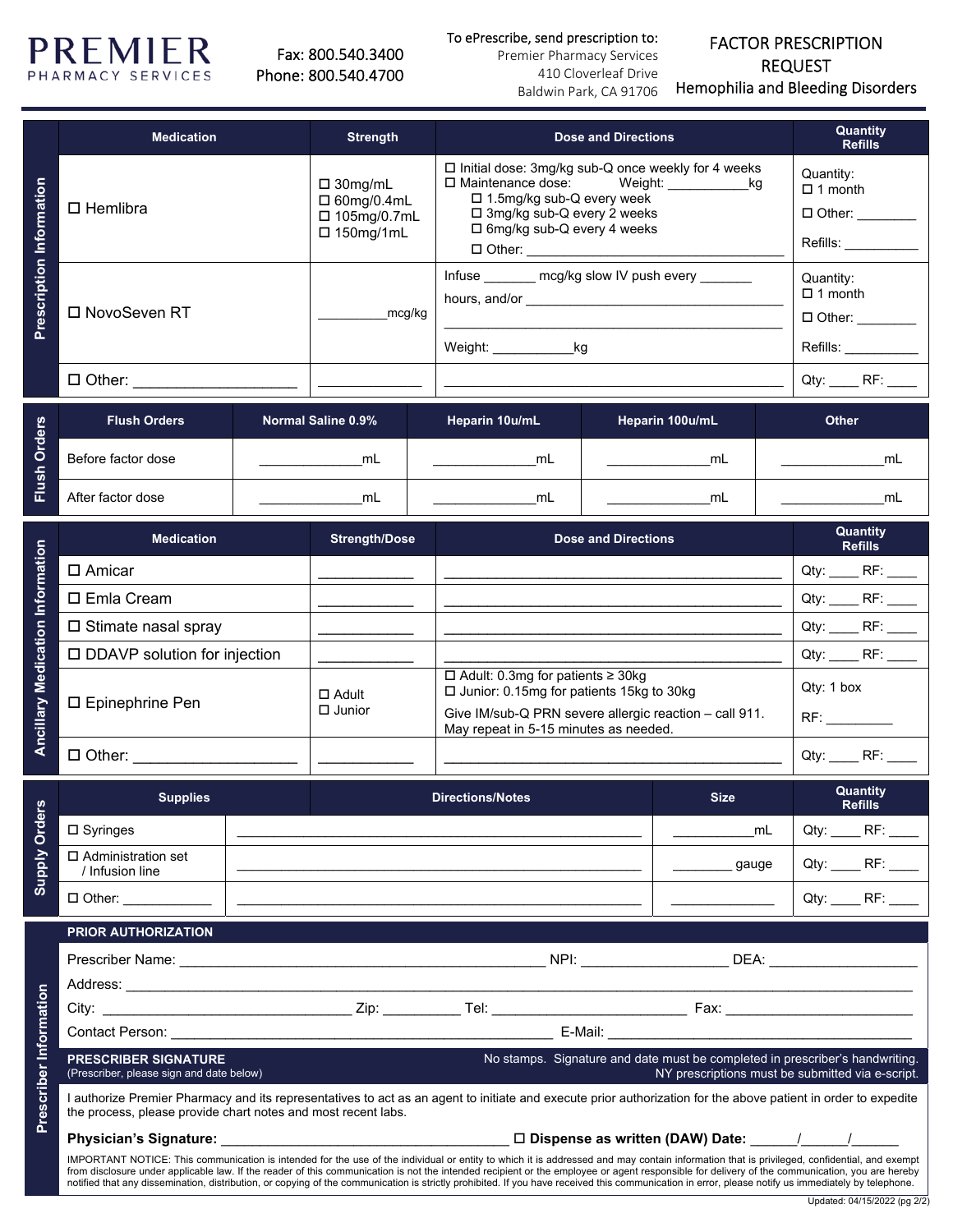# PREMIER PHARMACY SERVICES

Fax: 800.540.3400
Phone: 800.540.4700

To ePrescribe, send prescription to:
Premier Pharmacy Services
410 Cloverleaf Drive
Baldwin Park, CA 91706

## FACTOR PRESCRIPTION REQUEST
### Hemophilia and Bleeding Disorders

**Prescription Information**

| Medication | Strength | Dose and Directions | Quantity Refills |
|---|---|---|---|
| ☐ Hemlibra | ☐ 30mg/mL<br>☐ 60mg/0.4mL<br>☐ 105mg/0.7mL<br>☐ 150mg/1mL | ☐ Initial dose: 3mg/kg sub-Q once weekly for 4 weeks<br>☐ Maintenance dose: Weight: ___________kg<br>☐ 1.5mg/kg sub-Q every week<br>☐ 3mg/kg sub-Q every 2 weeks<br>☐ 6mg/kg sub-Q every 4 weeks<br>☐ Other: ___________________________________ | Quantity:<br>☐ 1 month<br>☐ Other: ________<br>Refills: __________ |
| ☐ NovoSeven RT | _________mcg/kg | Infuse _______ mcg/kg slow IV push every _______ hours, and/or ___________________________________<br>___________________________________________<br>Weight: ___________kg | Quantity:<br>☐ 1 month<br>☐ Other: ________<br>Refills: __________ |
| ☐ Other: ___________________ | ______________ | ___________________________________________ | Qty: ____ RF: ____ |

**Flush Orders**

| Flush Orders | Normal Saline 0.9% | Heparin 10u/mL | Heparin 100u/mL | Other |
|---|---|---|---|---|
| Before factor dose | ______________mL | ______________mL | ______________mL | ______________mL |
| After factor dose | ______________mL | ______________mL | ______________mL | ______________mL |

**Ancillary Medication Information**

| Medication | Strength/Dose | Dose and Directions | Quantity Refills |
|---|---|---|---|
| ☐ Amicar | ____________ | ___________________________________________ | Qty: ____ RF: ____ |
| ☐ Emla Cream | ____________ | ___________________________________________ | Qty: ____ RF: ____ |
| ☐ Stimate nasal spray | ____________ | ___________________________________________ | Qty: ____ RF: ____ |
| ☐ DDAVP solution for injection | ____________ | ___________________________________________ | Qty: ____ RF: ____ |
| ☐ Epinephrine Pen | ☐ Adult<br>☐ Junior | ☐ Adult: 0.3mg for patients ≥ 30kg<br>☐ Junior: 0.15mg for patients 15kg to 30kg<br>Give IM/sub-Q PRN severe allergic reaction – call 911. May repeat in 5-15 minutes as needed. | Qty: 1 box<br>RF: _________ |
| ☐ Other: ___________________ | ____________ | ___________________________________________ | Qty: ____ RF: ____ |

**Supply Orders**

| Supplies | Directions/Notes | Size | Quantity Refills |
|---|---|---|---|
| ☐ Syringes | ___________________________________________________ | ___________mL | Qty: ____ RF: ____ |
| ☐ Administration set / Infusion line | ___________________________________________________ | ________ gauge | Qty: ____ RF: ____ |
| ☐ Other: ____________ | ___________________________________________________ | ______________ | Qty: ____ RF: ____ |

**Prescriber Information**

**PRIOR AUTHORIZATION**

Prescriber Name: ______________________________________________ NPI: ___________________ DEA: ___________________

Address: _____________________________________________________________________________________________

City: ________________________________ Zip: __________ Tel: _________________________ Fax: _________________________

Contact Person: ________________________________________________ E-Mail: _______________________________________

**PRESCRIBER SIGNATURE**
(Prescriber, please sign and date below)

No stamps. Signature and date must be completed in prescriber's handwriting. NY prescriptions must be submitted via e-script.

I authorize Premier Pharmacy and its representatives to act as an agent to initiate and execute prior authorization for the above patient in order to expedite the process, please provide chart notes and most recent labs.

**Physician's Signature:** _____________________________________ ☐ **Dispense as written (DAW) Date:** ______/______/______

IMPORTANT NOTICE: This communication is intended for the use of the individual or entity to which it is addressed and may contain information that is privileged, confidential, and exempt from disclosure under applicable law. If the reader of this communication is not the intended recipient or the employee or agent responsible for delivery of the communication, you are hereby notified that any dissemination, distribution, or copying of the communication is strictly prohibited. If you have received this communication in error, please notify us immediately by telephone.

Updated: 04/15/2022 (pg 2/2)